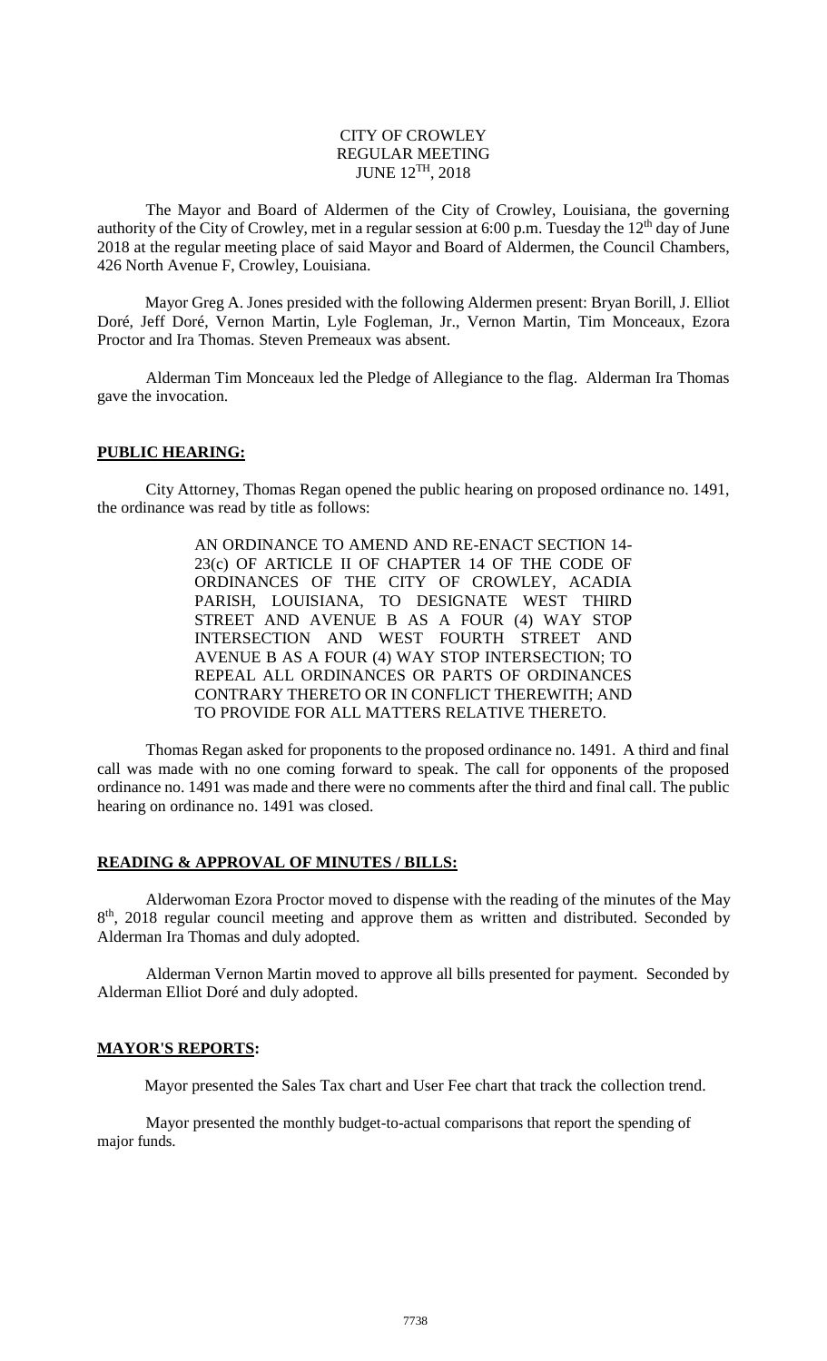CITY OF CROWLEY
REGULAR MEETING
JUNE 12TH, 2018

The Mayor and Board of Aldermen of the City of Crowley, Louisiana, the governing authority of the City of Crowley, met in a regular session at 6:00 p.m. Tuesday the 12th day of June 2018 at the regular meeting place of said Mayor and Board of Aldermen, the Council Chambers, 426 North Avenue F, Crowley, Louisiana.

Mayor Greg A. Jones presided with the following Aldermen present: Bryan Borill, J. Elliot Doré, Jeff Doré, Vernon Martin, Lyle Fogleman, Jr., Vernon Martin, Tim Monceaux, Ezora Proctor and Ira Thomas. Steven Premeaux was absent.

Alderman Tim Monceaux led the Pledge of Allegiance to the flag. Alderman Ira Thomas gave the invocation.

**PUBLIC HEARING:**

City Attorney, Thomas Regan opened the public hearing on proposed ordinance no. 1491, the ordinance was read by title as follows:

> AN ORDINANCE TO AMEND AND RE-ENACT SECTION 14-23(c) OF ARTICLE II OF CHAPTER 14 OF THE CODE OF ORDINANCES OF THE CITY OF CROWLEY, ACADIA PARISH, LOUISIANA, TO DESIGNATE WEST THIRD STREET AND AVENUE B AS A FOUR (4) WAY STOP INTERSECTION AND WEST FOURTH STREET AND AVENUE B AS A FOUR (4) WAY STOP INTERSECTION; TO REPEAL ALL ORDINANCES OR PARTS OF ORDINANCES CONTRARY THERETO OR IN CONFLICT THEREWITH; AND TO PROVIDE FOR ALL MATTERS RELATIVE THERETO.

Thomas Regan asked for proponents to the proposed ordinance no. 1491. A third and final call was made with no one coming forward to speak. The call for opponents of the proposed ordinance no. 1491 was made and there were no comments after the third and final call. The public hearing on ordinance no. 1491 was closed.

**READING & APPROVAL OF MINUTES / BILLS:**

Alderwoman Ezora Proctor moved to dispense with the reading of the minutes of the May 8th, 2018 regular council meeting and approve them as written and distributed. Seconded by Alderman Ira Thomas and duly adopted.

Alderman Vernon Martin moved to approve all bills presented for payment. Seconded by Alderman Elliot Doré and duly adopted.

**MAYOR'S REPORTS:**

Mayor presented the Sales Tax chart and User Fee chart that track the collection trend.

Mayor presented the monthly budget-to-actual comparisons that report the spending of major funds.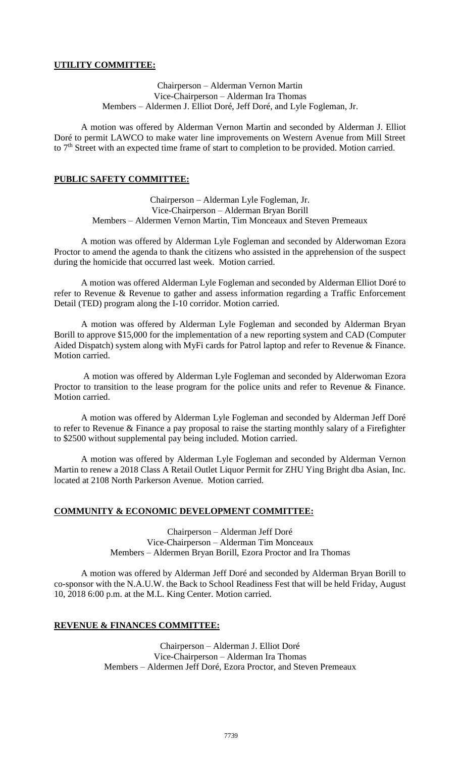## UTILITY COMMITTEE:

Chairperson – Alderman Vernon Martin
Vice-Chairperson – Alderman Ira Thomas
Members – Aldermen J. Elliot Doré, Jeff Doré, and Lyle Fogleman, Jr.

A motion was offered by Alderman Vernon Martin and seconded by Alderman J. Elliot Doré to permit LAWCO to make water line improvements on Western Avenue from Mill Street to 7th Street with an expected time frame of start to completion to be provided. Motion carried.

## PUBLIC SAFETY COMMITTEE:

Chairperson – Alderman Lyle Fogleman, Jr.
Vice-Chairperson – Alderman Bryan Borill
Members – Aldermen Vernon Martin, Tim Monceaux and Steven Premeaux

A motion was offered by Alderman Lyle Fogleman and seconded by Alderwoman Ezora Proctor to amend the agenda to thank the citizens who assisted in the apprehension of the suspect during the homicide that occurred last week. Motion carried.

A motion was offered Alderman Lyle Fogleman and seconded by Alderman Elliot Doré to refer to Revenue & Revenue to gather and assess information regarding a Traffic Enforcement Detail (TED) program along the I-10 corridor. Motion carried.

A motion was offered by Alderman Lyle Fogleman and seconded by Alderman Bryan Borill to approve $15,000 for the implementation of a new reporting system and CAD (Computer Aided Dispatch) system along with MyFi cards for Patrol laptop and refer to Revenue & Finance. Motion carried.

A motion was offered by Alderman Lyle Fogleman and seconded by Alderwoman Ezora Proctor to transition to the lease program for the police units and refer to Revenue & Finance. Motion carried.

A motion was offered by Alderman Lyle Fogleman and seconded by Alderman Jeff Doré to refer to Revenue & Finance a pay proposal to raise the starting monthly salary of a Firefighter to $2500 without supplemental pay being included. Motion carried.

A motion was offered by Alderman Lyle Fogleman and seconded by Alderman Vernon Martin to renew a 2018 Class A Retail Outlet Liquor Permit for ZHU Ying Bright dba Asian, Inc. located at 2108 North Parkerson Avenue. Motion carried.

## COMMUNITY & ECONOMIC DEVELOPMENT COMMITTEE:

Chairperson – Alderman Jeff Doré
Vice-Chairperson – Alderman Tim Monceaux
Members – Aldermen Bryan Borill, Ezora Proctor and Ira Thomas

A motion was offered by Alderman Jeff Doré and seconded by Alderman Bryan Borill to co-sponsor with the N.A.U.W. the Back to School Readiness Fest that will be held Friday, August 10, 2018 6:00 p.m. at the M.L. King Center. Motion carried.

## REVENUE & FINANCES COMMITTEE:

Chairperson – Alderman J. Elliot Doré
Vice-Chairperson – Alderman Ira Thomas
Members – Aldermen Jeff Doré, Ezora Proctor, and Steven Premeaux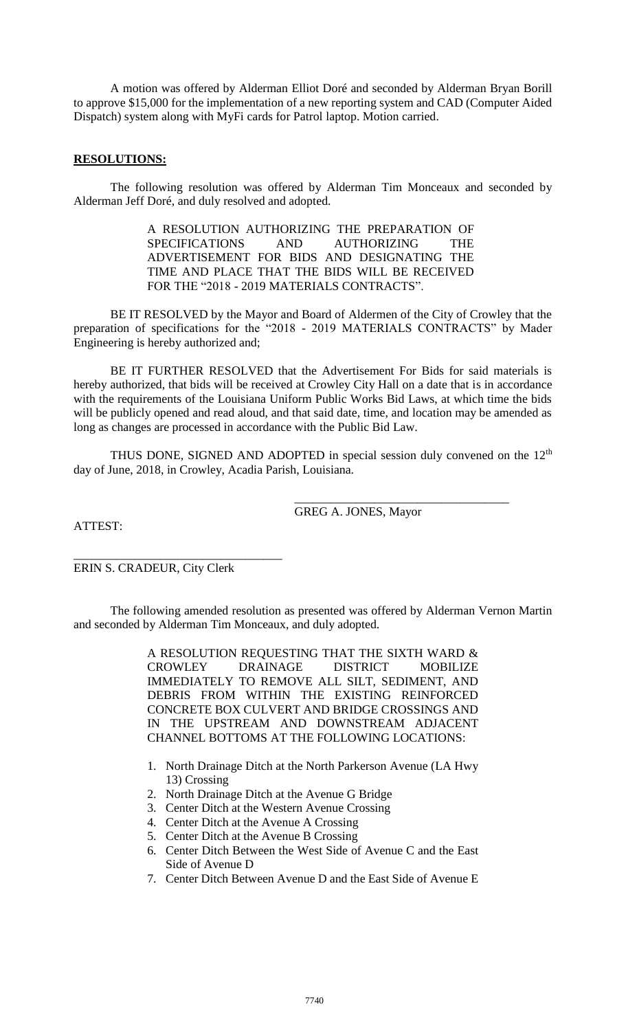A motion was offered by Alderman Elliot Doré and seconded by Alderman Bryan Borill to approve $15,000 for the implementation of a new reporting system and CAD (Computer Aided Dispatch) system along with MyFi cards for Patrol laptop. Motion carried.

**RESOLUTIONS:**

The following resolution was offered by Alderman Tim Monceaux and seconded by Alderman Jeff Doré, and duly resolved and adopted.

> A RESOLUTION AUTHORIZING THE PREPARATION OF SPECIFICATIONS AND AUTHORIZING THE ADVERTISEMENT FOR BIDS AND DESIGNATING THE TIME AND PLACE THAT THE BIDS WILL BE RECEIVED FOR THE "2018 - 2019 MATERIALS CONTRACTS".

BE IT RESOLVED by the Mayor and Board of Aldermen of the City of Crowley that the preparation of specifications for the "2018 - 2019 MATERIALS CONTRACTS" by Mader Engineering is hereby authorized and;

BE IT FURTHER RESOLVED that the Advertisement For Bids for said materials is hereby authorized, that bids will be received at Crowley City Hall on a date that is in accordance with the requirements of the Louisiana Uniform Public Works Bid Laws, at which time the bids will be publicly opened and read aloud, and that said date, time, and location may be amended as long as changes are processed in accordance with the Public Bid Law.

THUS DONE, SIGNED AND ADOPTED in special session duly convened on the 12th day of June, 2018, in Crowley, Acadia Parish, Louisiana.

\_\_\_\_\_\_\_\_\_\_\_\_\_\_\_\_\_\_\_\_\_\_\_\_\_\_\_\_\_\_\_\_\_\_\_
GREG A. JONES, Mayor

ATTEST:

\_\_\_\_\_\_\_\_\_\_\_\_\_\_\_\_\_\_\_\_\_\_\_\_\_\_\_\_\_\_\_\_\_\_\_
ERIN S. CRADEUR, City Clerk

The following amended resolution as presented was offered by Alderman Vernon Martin and seconded by Alderman Tim Monceaux, and duly adopted.

> A RESOLUTION REQUESTING THAT THE SIXTH WARD & CROWLEY DRAINAGE DISTRICT MOBILIZE IMMEDIATELY TO REMOVE ALL SILT, SEDIMENT, AND DEBRIS FROM WITHIN THE EXISTING REINFORCED CONCRETE BOX CULVERT AND BRIDGE CROSSINGS AND IN THE UPSTREAM AND DOWNSTREAM ADJACENT CHANNEL BOTTOMS AT THE FOLLOWING LOCATIONS:

1. North Drainage Ditch at the North Parkerson Avenue (LA Hwy 13) Crossing
2. North Drainage Ditch at the Avenue G Bridge
3. Center Ditch at the Western Avenue Crossing
4. Center Ditch at the Avenue A Crossing
5. Center Ditch at the Avenue B Crossing
6. Center Ditch Between the West Side of Avenue C and the East Side of Avenue D
7. Center Ditch Between Avenue D and the East Side of Avenue E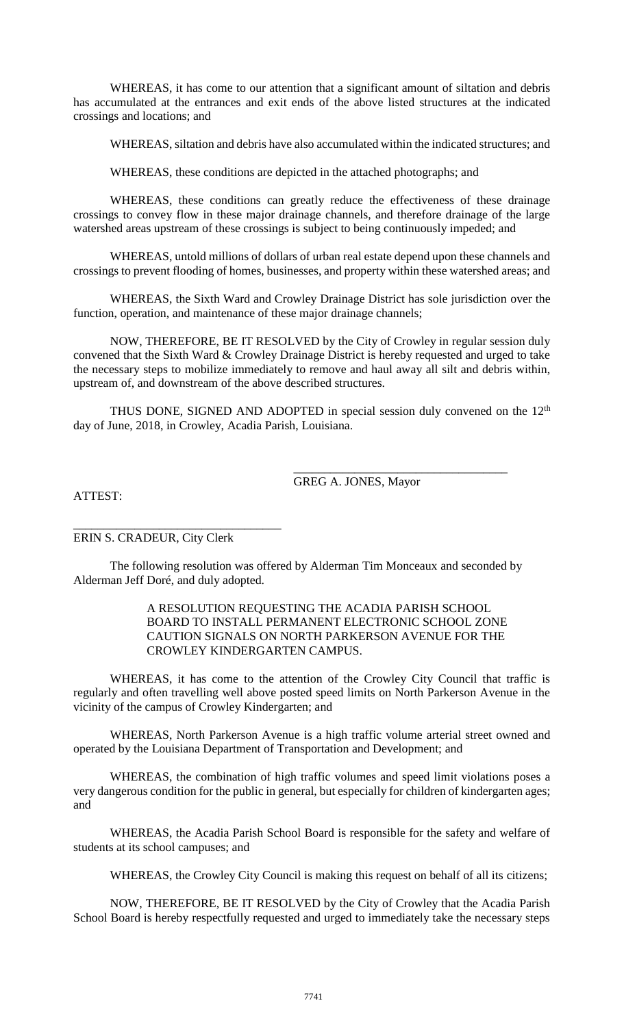WHEREAS, it has come to our attention that a significant amount of siltation and debris has accumulated at the entrances and exit ends of the above listed structures at the indicated crossings and locations; and

WHEREAS, siltation and debris have also accumulated within the indicated structures; and

WHEREAS, these conditions are depicted in the attached photographs; and

WHEREAS, these conditions can greatly reduce the effectiveness of these drainage crossings to convey flow in these major drainage channels, and therefore drainage of the large watershed areas upstream of these crossings is subject to being continuously impeded; and

WHEREAS, untold millions of dollars of urban real estate depend upon these channels and crossings to prevent flooding of homes, businesses, and property within these watershed areas; and

WHEREAS, the Sixth Ward and Crowley Drainage District has sole jurisdiction over the function, operation, and maintenance of these major drainage channels;

NOW, THEREFORE, BE IT RESOLVED by the City of Crowley in regular session duly convened that the Sixth Ward & Crowley Drainage District is hereby requested and urged to take the necessary steps to mobilize immediately to remove and haul away all silt and debris within, upstream of, and downstream of the above described structures.

THUS DONE, SIGNED AND ADOPTED in special session duly convened on the 12th day of June, 2018, in Crowley, Acadia Parish, Louisiana.

\_\_\_\_\_\_\_\_\_\_\_\_\_\_\_\_\_\_\_\_\_\_\_\_\_\_\_\_\_\_\_\_\_\_\_

GREG A. JONES, Mayor

ATTEST:

\_\_\_\_\_\_\_\_\_\_\_\_\_\_\_\_\_\_\_\_\_\_\_\_\_\_\_\_\_\_\_\_\_\_\_

ERIN S. CRADEUR, City Clerk

The following resolution was offered by Alderman Tim Monceaux and seconded by Alderman Jeff Doré, and duly adopted.

A RESOLUTION REQUESTING THE ACADIA PARISH SCHOOL BOARD TO INSTALL PERMANENT ELECTRONIC SCHOOL ZONE CAUTION SIGNALS ON NORTH PARKERSON AVENUE FOR THE CROWLEY KINDERGARTEN CAMPUS.

WHEREAS, it has come to the attention of the Crowley City Council that traffic is regularly and often travelling well above posted speed limits on North Parkerson Avenue in the vicinity of the campus of Crowley Kindergarten; and

WHEREAS, North Parkerson Avenue is a high traffic volume arterial street owned and operated by the Louisiana Department of Transportation and Development; and

WHEREAS, the combination of high traffic volumes and speed limit violations poses a very dangerous condition for the public in general, but especially for children of kindergarten ages; and

WHEREAS, the Acadia Parish School Board is responsible for the safety and welfare of students at its school campuses; and

WHEREAS, the Crowley City Council is making this request on behalf of all its citizens;

NOW, THEREFORE, BE IT RESOLVED by the City of Crowley that the Acadia Parish School Board is hereby respectfully requested and urged to immediately take the necessary steps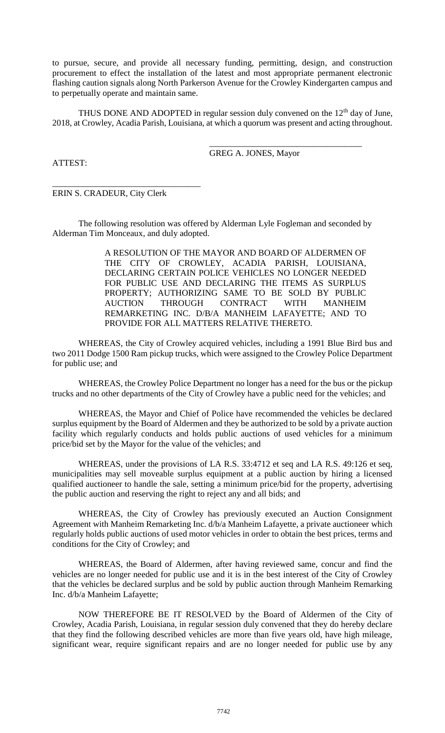to pursue, secure, and provide all necessary funding, permitting, design, and construction procurement to effect the installation of the latest and most appropriate permanent electronic flashing caution signals along North Parkerson Avenue for the Crowley Kindergarten campus and to perpetually operate and maintain same.

THUS DONE AND ADOPTED in regular session duly convened on the 12th day of June, 2018, at Crowley, Acadia Parish, Louisiana, at which a quorum was present and acting throughout.

\_\_\_\_\_\_\_\_\_\_\_\_\_\_\_\_\_\_\_\_\_\_\_\_\_\_\_\_\_\_\_\_\_\_\_\_

GREG A. JONES, Mayor

ATTEST:

\_\_\_\_\_\_\_\_\_\_\_\_\_\_\_\_\_\_\_\_\_\_\_\_\_\_\_\_\_\_\_\_\_\_\_\_

ERIN S. CRADEUR, City Clerk

The following resolution was offered by Alderman Lyle Fogleman and seconded by Alderman Tim Monceaux, and duly adopted.

A RESOLUTION OF THE MAYOR AND BOARD OF ALDERMEN OF THE CITY OF CROWLEY, ACADIA PARISH, LOUISIANA, DECLARING CERTAIN POLICE VEHICLES NO LONGER NEEDED FOR PUBLIC USE AND DECLARING THE ITEMS AS SURPLUS PROPERTY; AUTHORIZING SAME TO BE SOLD BY PUBLIC AUCTION THROUGH CONTRACT WITH MANHEIM REMARKETING INC. D/B/A MANHEIM LAFAYETTE; AND TO PROVIDE FOR ALL MATTERS RELATIVE THERETO.

WHEREAS, the City of Crowley acquired vehicles, including a 1991 Blue Bird bus and two 2011 Dodge 1500 Ram pickup trucks, which were assigned to the Crowley Police Department for public use; and

WHEREAS, the Crowley Police Department no longer has a need for the bus or the pickup trucks and no other departments of the City of Crowley have a public need for the vehicles; and

WHEREAS, the Mayor and Chief of Police have recommended the vehicles be declared surplus equipment by the Board of Aldermen and they be authorized to be sold by a private auction facility which regularly conducts and holds public auctions of used vehicles for a minimum price/bid set by the Mayor for the value of the vehicles; and

WHEREAS, under the provisions of LA R.S. 33:4712 et seq and LA R.S. 49:126 et seq, municipalities may sell moveable surplus equipment at a public auction by hiring a licensed qualified auctioneer to handle the sale, setting a minimum price/bid for the property, advertising the public auction and reserving the right to reject any and all bids; and

WHEREAS, the City of Crowley has previously executed an Auction Consignment Agreement with Manheim Remarketing Inc. d/b/a Manheim Lafayette, a private auctioneer which regularly holds public auctions of used motor vehicles in order to obtain the best prices, terms and conditions for the City of Crowley; and

WHEREAS, the Board of Aldermen, after having reviewed same, concur and find the vehicles are no longer needed for public use and it is in the best interest of the City of Crowley that the vehicles be declared surplus and be sold by public auction through Manheim Remarking Inc. d/b/a Manheim Lafayette;

NOW THEREFORE BE IT RESOLVED by the Board of Aldermen of the City of Crowley, Acadia Parish, Louisiana, in regular session duly convened that they do hereby declare that they find the following described vehicles are more than five years old, have high mileage, significant wear, require significant repairs and are no longer needed for public use by any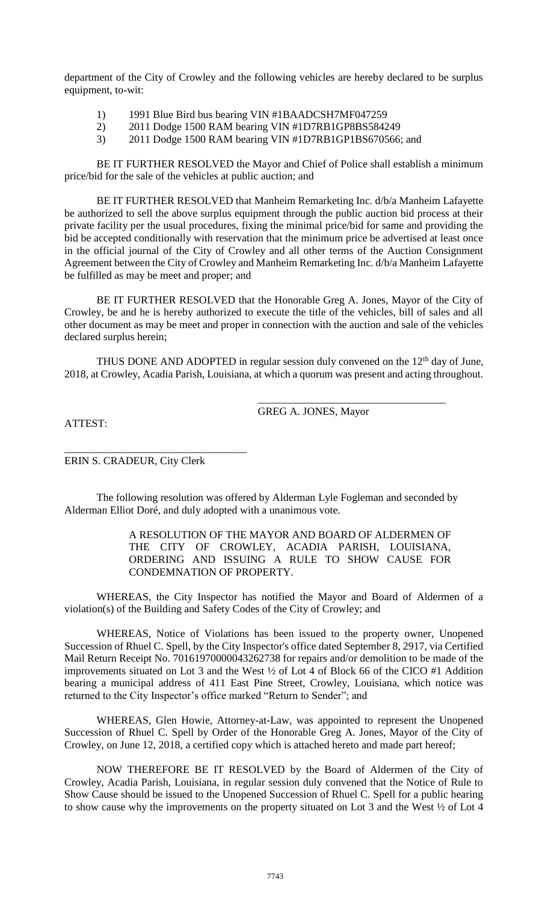department of the City of Crowley and the following vehicles are hereby declared to be surplus equipment, to-wit:

1) 1991 Blue Bird bus bearing VIN #1BAADCSH7MF047259
2) 2011 Dodge 1500 RAM bearing VIN #1D7RB1GP8BS584249
3) 2011 Dodge 1500 RAM bearing VIN #1D7RB1GP1BS670566; and

BE IT FURTHER RESOLVED the Mayor and Chief of Police shall establish a minimum price/bid for the sale of the vehicles at public auction; and

BE IT FURTHER RESOLVED that Manheim Remarketing Inc. d/b/a Manheim Lafayette be authorized to sell the above surplus equipment through the public auction bid process at their private facility per the usual procedures, fixing the minimal price/bid for same and providing the bid be accepted conditionally with reservation that the minimum price be advertised at least once in the official journal of the City of Crowley and all other terms of the Auction Consignment Agreement between the City of Crowley and Manheim Remarketing Inc. d/b/a Manheim Lafayette be fulfilled as may be meet and proper; and

BE IT FURTHER RESOLVED that the Honorable Greg A. Jones, Mayor of the City of Crowley, be and he is hereby authorized to execute the title of the vehicles, bill of sales and all other document as may be meet and proper in connection with the auction and sale of the vehicles declared surplus herein;

THUS DONE AND ADOPTED in regular session duly convened on the 12th day of June, 2018, at Crowley, Acadia Parish, Louisiana, at which a quorum was present and acting throughout.

\_\_\_\_\_\_\_\_\_\_\_\_\_\_\_\_\_\_\_\_\_\_\_\_\_\_\_\_\_\_\_\_\_\_\_

GREG A. JONES, Mayor

ATTEST:

\_\_\_\_\_\_\_\_\_\_\_\_\_\_\_\_\_\_\_\_\_\_\_\_\_\_\_\_\_\_\_\_\_\_\_

ERIN S. CRADEUR, City Clerk

The following resolution was offered by Alderman Lyle Fogleman and seconded by Alderman Elliot Doré, and duly adopted with a unanimous vote.

A RESOLUTION OF THE MAYOR AND BOARD OF ALDERMEN OF THE CITY OF CROWLEY, ACADIA PARISH, LOUISIANA, ORDERING AND ISSUING A RULE TO SHOW CAUSE FOR CONDEMNATION OF PROPERTY.

WHEREAS, the City Inspector has notified the Mayor and Board of Aldermen of a violation(s) of the Building and Safety Codes of the City of Crowley; and

WHEREAS, Notice of Violations has been issued to the property owner, Unopened Succession of Rhuel C. Spell, by the City Inspector's office dated September 8, 2917, via Certified Mail Return Receipt No. 70161970000043262738 for repairs and/or demolition to be made of the improvements situated on Lot 3 and the West ½ of Lot 4 of Block 66 of the CICO #1 Addition bearing a municipal address of 411 East Pine Street, Crowley, Louisiana, which notice was returned to the City Inspector's office marked "Return to Sender"; and

WHEREAS, Glen Howie, Attorney-at-Law, was appointed to represent the Unopened Succession of Rhuel C. Spell by Order of the Honorable Greg A. Jones, Mayor of the City of Crowley, on June 12, 2018, a certified copy which is attached hereto and made part hereof;

NOW THEREFORE BE IT RESOLVED by the Board of Aldermen of the City of Crowley, Acadia Parish, Louisiana, in regular session duly convened that the Notice of Rule to Show Cause should be issued to the Unopened Succession of Rhuel C. Spell for a public hearing to show cause why the improvements on the property situated on Lot 3 and the West ½ of Lot 4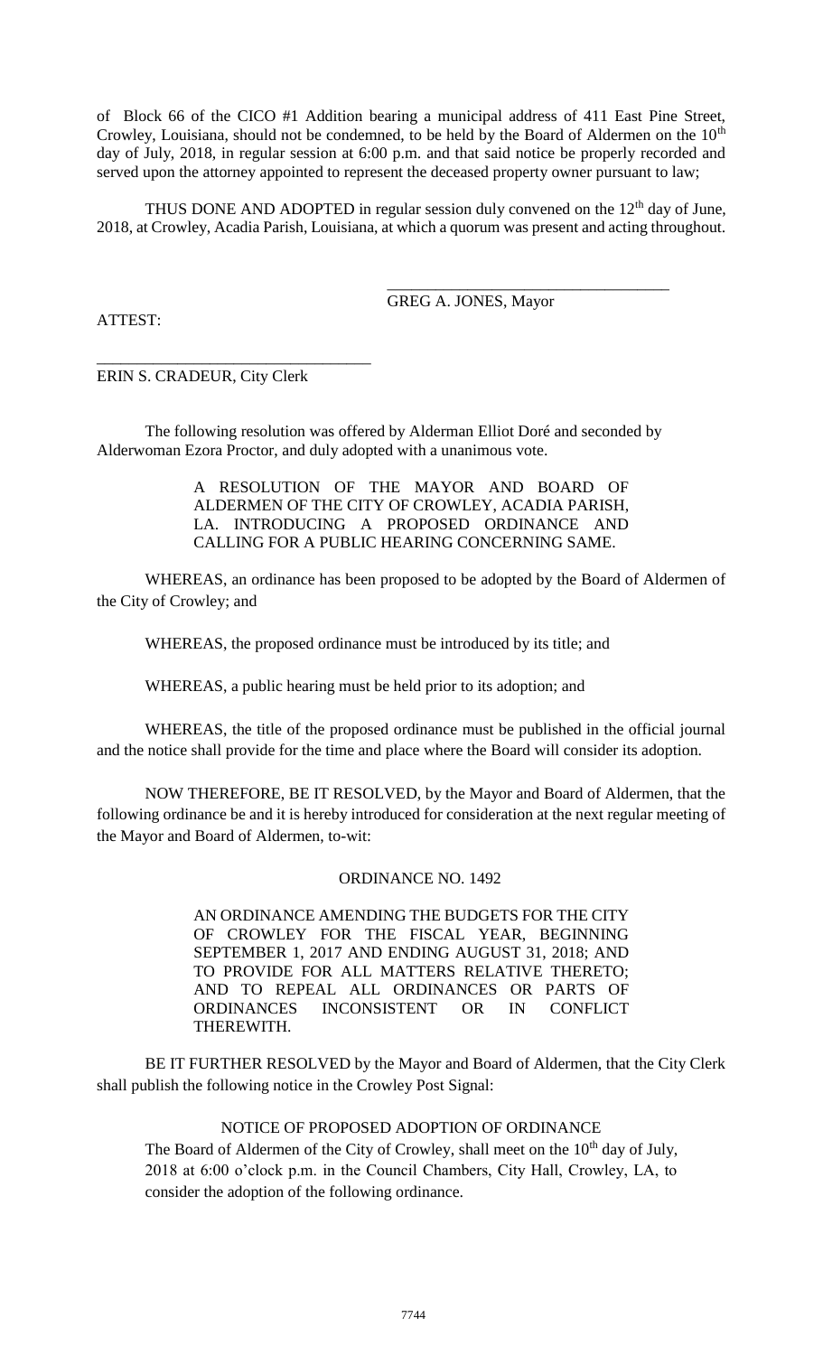of Block 66 of the CICO #1 Addition bearing a municipal address of 411 East Pine Street, Crowley, Louisiana, should not be condemned, to be held by the Board of Aldermen on the 10th day of July, 2018, in regular session at 6:00 p.m. and that said notice be properly recorded and served upon the attorney appointed to represent the deceased property owner pursuant to law;

THUS DONE AND ADOPTED in regular session duly convened on the 12th day of June, 2018, at Crowley, Acadia Parish, Louisiana, at which a quorum was present and acting throughout.

___________________________________
GREG A. JONES, Mayor

ATTEST:

___________________________________
ERIN S. CRADEUR, City Clerk

The following resolution was offered by Alderman Elliot Doré and seconded by Alderwoman Ezora Proctor, and duly adopted with a unanimous vote.

A RESOLUTION OF THE MAYOR AND BOARD OF ALDERMEN OF THE CITY OF CROWLEY, ACADIA PARISH, LA. INTRODUCING A PROPOSED ORDINANCE AND CALLING FOR A PUBLIC HEARING CONCERNING SAME.

WHEREAS, an ordinance has been proposed to be adopted by the Board of Aldermen of the City of Crowley; and

WHEREAS, the proposed ordinance must be introduced by its title; and

WHEREAS, a public hearing must be held prior to its adoption; and

WHEREAS, the title of the proposed ordinance must be published in the official journal and the notice shall provide for the time and place where the Board will consider its adoption.

NOW THEREFORE, BE IT RESOLVED, by the Mayor and Board of Aldermen, that the following ordinance be and it is hereby introduced for consideration at the next regular meeting of the Mayor and Board of Aldermen, to-wit:

ORDINANCE NO. 1492

AN ORDINANCE AMENDING THE BUDGETS FOR THE CITY OF CROWLEY FOR THE FISCAL YEAR, BEGINNING SEPTEMBER 1, 2017 AND ENDING AUGUST 31, 2018; AND TO PROVIDE FOR ALL MATTERS RELATIVE THERETO; AND TO REPEAL ALL ORDINANCES OR PARTS OF ORDINANCES INCONSISTENT OR IN CONFLICT THEREWITH.

BE IT FURTHER RESOLVED by the Mayor and Board of Aldermen, that the City Clerk shall publish the following notice in the Crowley Post Signal:

NOTICE OF PROPOSED ADOPTION OF ORDINANCE

The Board of Aldermen of the City of Crowley, shall meet on the 10th day of July, 2018 at 6:00 o'clock p.m. in the Council Chambers, City Hall, Crowley, LA, to consider the adoption of the following ordinance.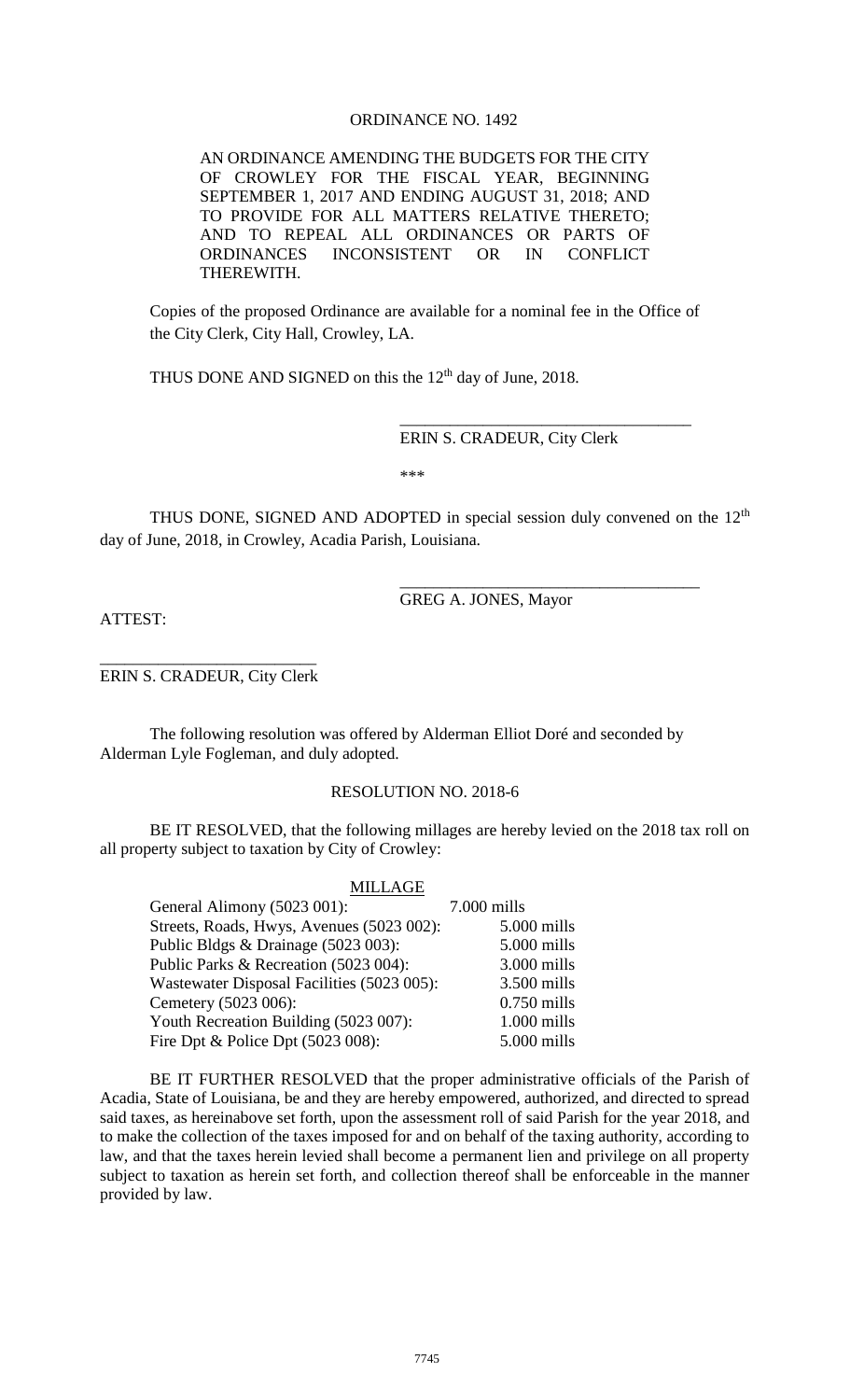ORDINANCE NO. 1492

AN ORDINANCE AMENDING THE BUDGETS FOR THE CITY OF CROWLEY FOR THE FISCAL YEAR, BEGINNING SEPTEMBER 1, 2017 AND ENDING AUGUST 31, 2018; AND TO PROVIDE FOR ALL MATTERS RELATIVE THERETO; AND TO REPEAL ALL ORDINANCES OR PARTS OF ORDINANCES INCONSISTENT OR IN CONFLICT THEREWITH.

Copies of the proposed Ordinance are available for a nominal fee in the Office of the City Clerk, City Hall, Crowley, LA.

THUS DONE AND SIGNED on this the 12th day of June, 2018.

___________________________________
ERIN S. CRADEUR, City Clerk

\*\*\*

THUS DONE, SIGNED AND ADOPTED in special session duly convened on the 12th day of June, 2018, in Crowley, Acadia Parish, Louisiana.

___________________________________
GREG A. JONES, Mayor

ATTEST:

___________________________
ERIN S. CRADEUR, City Clerk

The following resolution was offered by Alderman Elliot Doré and seconded by Alderman Lyle Fogleman, and duly adopted.

RESOLUTION NO. 2018-6

BE IT RESOLVED, that the following millages are hereby levied on the 2018 tax roll on all property subject to taxation by City of Crowley:

| MILLAGE | |
|---|---|
| General Alimony (5023 001): | 7.000 mills |
| Streets, Roads, Hwys, Avenues (5023 002): | 5.000 mills |
| Public Bldgs & Drainage (5023 003): | 5.000 mills |
| Public Parks & Recreation (5023 004): | 3.000 mills |
| Wastewater Disposal Facilities (5023 005): | 3.500 mills |
| Cemetery (5023 006): | 0.750 mills |
| Youth Recreation Building (5023 007): | 1.000 mills |
| Fire Dpt & Police Dpt (5023 008): | 5.000 mills |

BE IT FURTHER RESOLVED that the proper administrative officials of the Parish of Acadia, State of Louisiana, be and they are hereby empowered, authorized, and directed to spread said taxes, as hereinabove set forth, upon the assessment roll of said Parish for the year 2018, and to make the collection of the taxes imposed for and on behalf of the taxing authority, according to law, and that the taxes herein levied shall become a permanent lien and privilege on all property subject to taxation as herein set forth, and collection thereof shall be enforceable in the manner provided by law.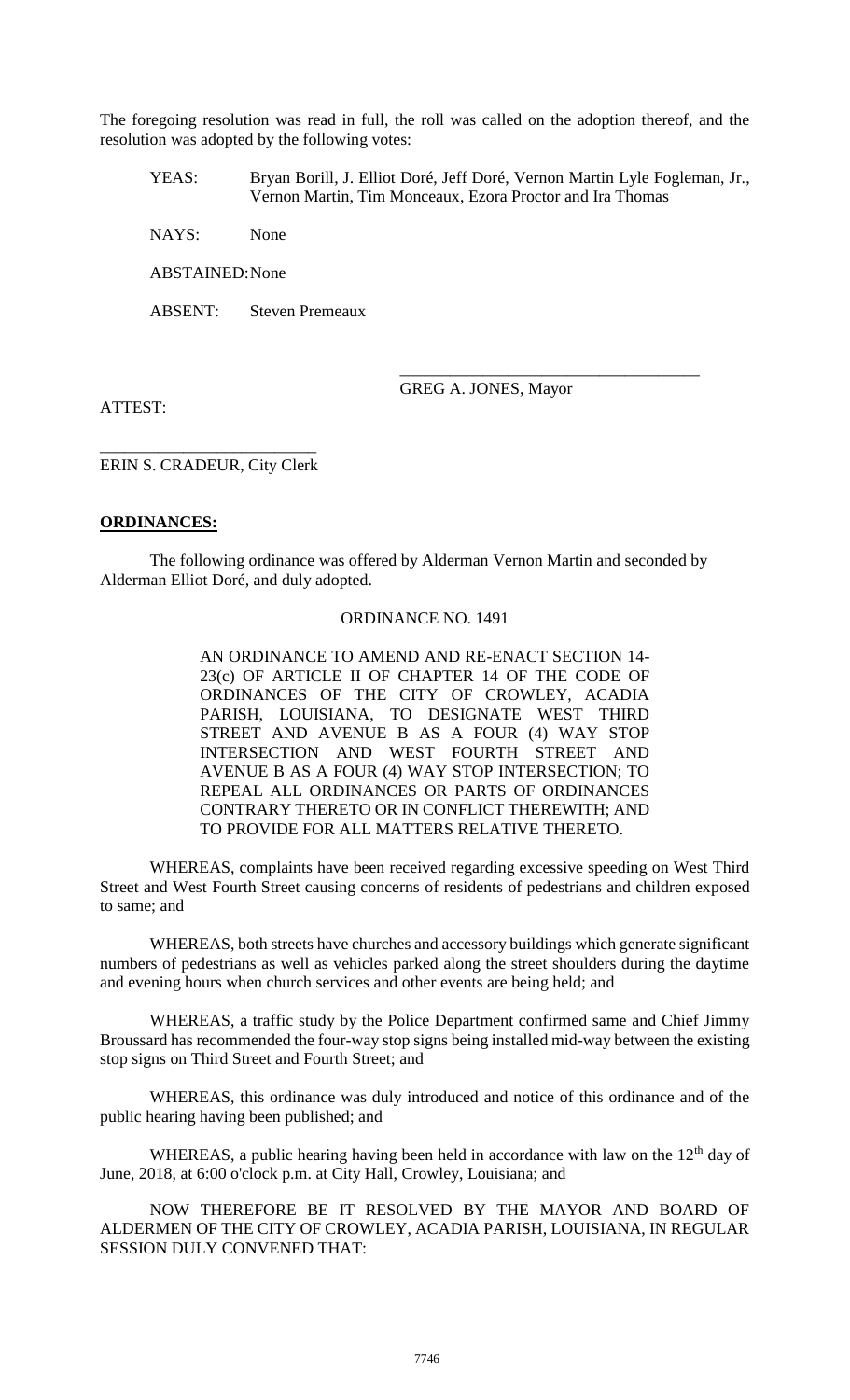The foregoing resolution was read in full, the roll was called on the adoption thereof, and the resolution was adopted by the following votes:

YEAS: Bryan Borill, J. Elliot Doré, Jeff Doré, Vernon Martin Lyle Fogleman, Jr., Vernon Martin, Tim Monceaux, Ezora Proctor and Ira Thomas

NAYS: None

ABSTAINED: None

ABSENT: Steven Premeaux

\_\_\_\_\_\_\_\_\_\_\_\_\_\_\_\_\_\_\_\_\_\_\_\_\_\_\_\_\_\_\_\_\_\_\_\_

GREG A. JONES, Mayor

ATTEST:

\_\_\_\_\_\_\_\_\_\_\_\_\_\_\_\_\_\_\_\_\_\_\_\_\_\_\_

ERIN S. CRADEUR, City Clerk

**ORDINANCES:**

The following ordinance was offered by Alderman Vernon Martin and seconded by Alderman Elliot Doré, and duly adopted.

ORDINANCE NO. 1491

AN ORDINANCE TO AMEND AND RE-ENACT SECTION 14-23(c) OF ARTICLE II OF CHAPTER 14 OF THE CODE OF ORDINANCES OF THE CITY OF CROWLEY, ACADIA PARISH, LOUISIANA, TO DESIGNATE WEST THIRD STREET AND AVENUE B AS A FOUR (4) WAY STOP INTERSECTION AND WEST FOURTH STREET AND AVENUE B AS A FOUR (4) WAY STOP INTERSECTION; TO REPEAL ALL ORDINANCES OR PARTS OF ORDINANCES CONTRARY THERETO OR IN CONFLICT THEREWITH; AND TO PROVIDE FOR ALL MATTERS RELATIVE THERETO.

WHEREAS, complaints have been received regarding excessive speeding on West Third Street and West Fourth Street causing concerns of residents of pedestrians and children exposed to same; and

WHEREAS, both streets have churches and accessory buildings which generate significant numbers of pedestrians as well as vehicles parked along the street shoulders during the daytime and evening hours when church services and other events are being held; and

WHEREAS, a traffic study by the Police Department confirmed same and Chief Jimmy Broussard has recommended the four-way stop signs being installed mid-way between the existing stop signs on Third Street and Fourth Street; and

WHEREAS, this ordinance was duly introduced and notice of this ordinance and of the public hearing having been published; and

WHEREAS, a public hearing having been held in accordance with law on the 12th day of June, 2018, at 6:00 o'clock p.m. at City Hall, Crowley, Louisiana; and

NOW THEREFORE BE IT RESOLVED BY THE MAYOR AND BOARD OF ALDERMEN OF THE CITY OF CROWLEY, ACADIA PARISH, LOUISIANA, IN REGULAR SESSION DULY CONVENED THAT: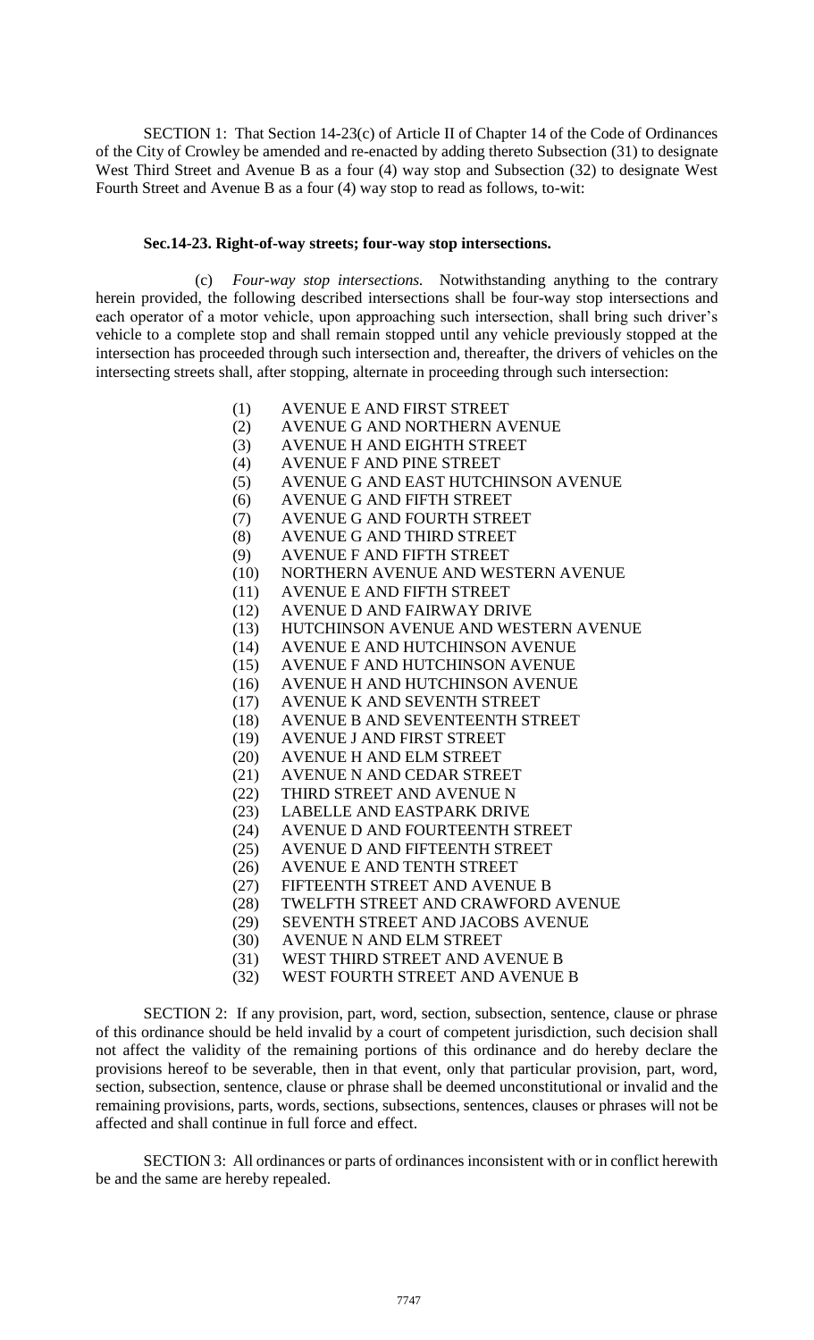SECTION 1: That Section 14-23(c) of Article II of Chapter 14 of the Code of Ordinances of the City of Crowley be amended and re-enacted by adding thereto Subsection (31) to designate West Third Street and Avenue B as a four (4) way stop and Subsection (32) to designate West Fourth Street and Avenue B as a four (4) way stop to read as follows, to-wit:

**Sec.14-23. Right-of-way streets; four-way stop intersections.**

(c) *Four-way stop intersections.* Notwithstanding anything to the contrary herein provided, the following described intersections shall be four-way stop intersections and each operator of a motor vehicle, upon approaching such intersection, shall bring such driver's vehicle to a complete stop and shall remain stopped until any vehicle previously stopped at the intersection has proceeded through such intersection and, thereafter, the drivers of vehicles on the intersecting streets shall, after stopping, alternate in proceeding through such intersection:

(1) AVENUE E AND FIRST STREET
(2) AVENUE G AND NORTHERN AVENUE
(3) AVENUE H AND EIGHTH STREET
(4) AVENUE F AND PINE STREET
(5) AVENUE G AND EAST HUTCHINSON AVENUE
(6) AVENUE G AND FIFTH STREET
(7) AVENUE G AND FOURTH STREET
(8) AVENUE G AND THIRD STREET
(9) AVENUE F AND FIFTH STREET
(10) NORTHERN AVENUE AND WESTERN AVENUE
(11) AVENUE E AND FIFTH STREET
(12) AVENUE D AND FAIRWAY DRIVE
(13) HUTCHINSON AVENUE AND WESTERN AVENUE
(14) AVENUE E AND HUTCHINSON AVENUE
(15) AVENUE F AND HUTCHINSON AVENUE
(16) AVENUE H AND HUTCHINSON AVENUE
(17) AVENUE K AND SEVENTH STREET
(18) AVENUE B AND SEVENTEENTH STREET
(19) AVENUE J AND FIRST STREET
(20) AVENUE H AND ELM STREET
(21) AVENUE N AND CEDAR STREET
(22) THIRD STREET AND AVENUE N
(23) LABELLE AND EASTPARK DRIVE
(24) AVENUE D AND FOURTEENTH STREET
(25) AVENUE D AND FIFTEENTH STREET
(26) AVENUE E AND TENTH STREET
(27) FIFTEENTH STREET AND AVENUE B
(28) TWELFTH STREET AND CRAWFORD AVENUE
(29) SEVENTH STREET AND JACOBS AVENUE
(30) AVENUE N AND ELM STREET
(31) WEST THIRD STREET AND AVENUE B
(32) WEST FOURTH STREET AND AVENUE B

SECTION 2: If any provision, part, word, section, subsection, sentence, clause or phrase of this ordinance should be held invalid by a court of competent jurisdiction, such decision shall not affect the validity of the remaining portions of this ordinance and do hereby declare the provisions hereof to be severable, then in that event, only that particular provision, part, word, section, subsection, sentence, clause or phrase shall be deemed unconstitutional or invalid and the remaining provisions, parts, words, sections, subsections, sentences, clauses or phrases will not be affected and shall continue in full force and effect.

SECTION 3: All ordinances or parts of ordinances inconsistent with or in conflict herewith be and the same are hereby repealed.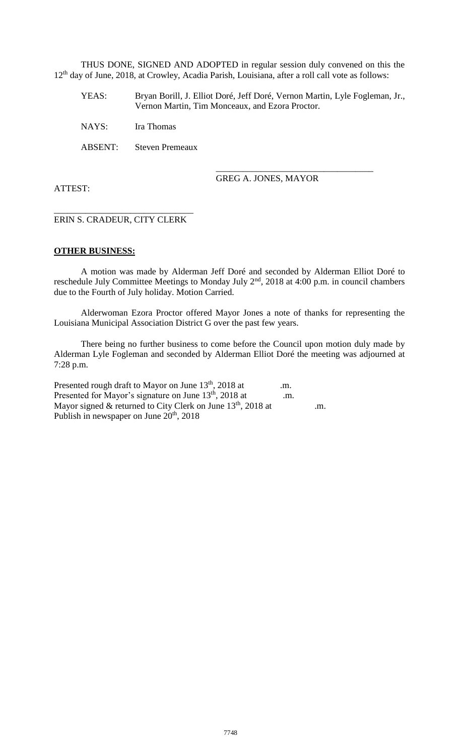THUS DONE, SIGNED AND ADOPTED in regular session duly convened on this the 12th day of June, 2018, at Crowley, Acadia Parish, Louisiana, after a roll call vote as follows:

YEAS: Bryan Borill, J. Elliot Doré, Jeff Doré, Vernon Martin, Lyle Fogleman, Jr., Vernon Martin, Tim Monceaux, and Ezora Proctor.

NAYS: Ira Thomas

ABSENT: Steven Premeaux

\_\_\_\_\_\_\_\_\_\_\_\_\_\_\_\_\_\_\_\_\_\_\_\_\_\_\_\_\_\_\_\_\_\_\_

GREG A. JONES, MAYOR

ATTEST:

\_\_\_\_\_\_\_\_\_\_\_\_\_\_\_\_\_\_\_\_\_\_\_\_\_\_\_\_\_\_\_\_\_\_\_

ERIN S. CRADEUR, CITY CLERK

**OTHER BUSINESS:**

A motion was made by Alderman Jeff Doré and seconded by Alderman Elliot Doré to reschedule July Committee Meetings to Monday July 2nd, 2018 at 4:00 p.m. in council chambers due to the Fourth of July holiday. Motion Carried.

Alderwoman Ezora Proctor offered Mayor Jones a note of thanks for representing the Louisiana Municipal Association District G over the past few years.

There being no further business to come before the Council upon motion duly made by Alderman Lyle Fogleman and seconded by Alderman Elliot Doré the meeting was adjourned at 7:28 p.m.

Presented rough draft to Mayor on June 13th, 2018 at .m.
Presented for Mayor's signature on June 13th, 2018 at .m.
Mayor signed & returned to City Clerk on June 13th, 2018 at .m.
Publish in newspaper on June 20th, 2018